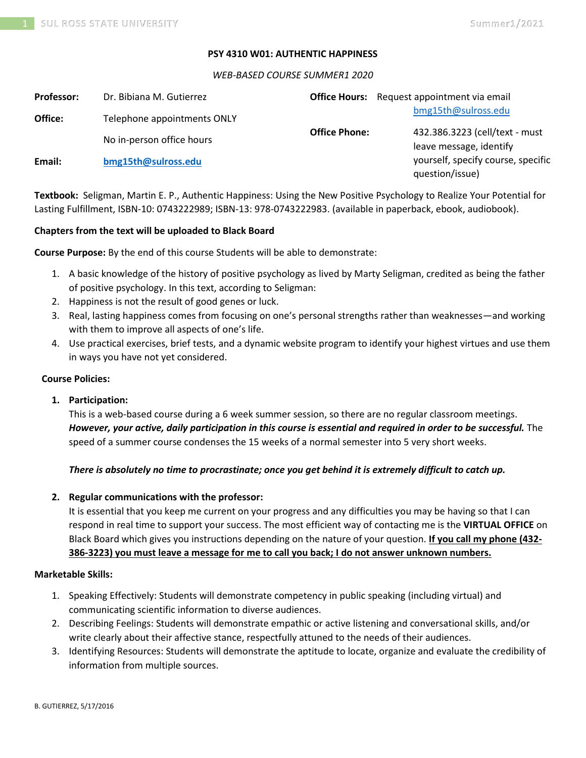**PSY 4310 W01: AUTHENTIC HAPPINESS**

*WEB-BASED COURSE SUMMER1 2020*

**Professor:** Dr. Bibiana M. Gutierrez

**Office:** Telephone appointments ONLY

No in-person office hours

**Email:** **bmg15th@sulross.edu**

**Office Hours:** Request appointment via email bmg15th@sulross.edu

**Office Phone:** 432.386.3223 (cell/text - must leave message, identify yourself, specify course, specific question/issue)

**Textbook:** Seligman, Martin E. P., Authentic Happiness: Using the New Positive Psychology to Realize Your Potential for Lasting Fulfillment, ISBN-10: 0743222989; ISBN-13: 978-0743222983. (available in paperback, ebook, audiobook).

**Chapters from the text will be uploaded to Black Board**

**Course Purpose:** By the end of this course Students will be able to demonstrate:

1. A basic knowledge of the history of positive psychology as lived by Marty Seligman, credited as being the father of positive psychology. In this text, according to Seligman:
2. Happiness is not the result of good genes or luck.
3. Real, lasting happiness comes from focusing on one's personal strengths rather than weaknesses—and working with them to improve all aspects of one's life.
4. Use practical exercises, brief tests, and a dynamic website program to identify your highest virtues and use them in ways you have not yet considered.

**Course Policies:**

1. **Participation:**
   This is a web-based course during a 6 week summer session, so there are no regular classroom meetings. ***However, your active, daily participation in this course is essential and required in order to be successful.*** The speed of a summer course condenses the 15 weeks of a normal semester into 5 very short weeks.

   ***There is absolutely no time to procrastinate; once you get behind it is extremely difficult to catch up.***

2. **Regular communications with the professor:**
   It is essential that you keep me current on your progress and any difficulties you may be having so that I can respond in real time to support your success. The most efficient way of contacting me is the **VIRTUAL OFFICE** on Black Board which gives you instructions depending on the nature of your question. **If you call my phone (432-386-3223) you must leave a message for me to call you back; I do not answer unknown numbers.**

**Marketable Skills:**

1. Speaking Effectively: Students will demonstrate competency in public speaking (including virtual) and communicating scientific information to diverse audiences.
2. Describing Feelings: Students will demonstrate empathic or active listening and conversational skills, and/or write clearly about their affective stance, respectfully attuned to the needs of their audiences.
3. Identifying Resources: Students will demonstrate the aptitude to locate, organize and evaluate the credibility of information from multiple sources.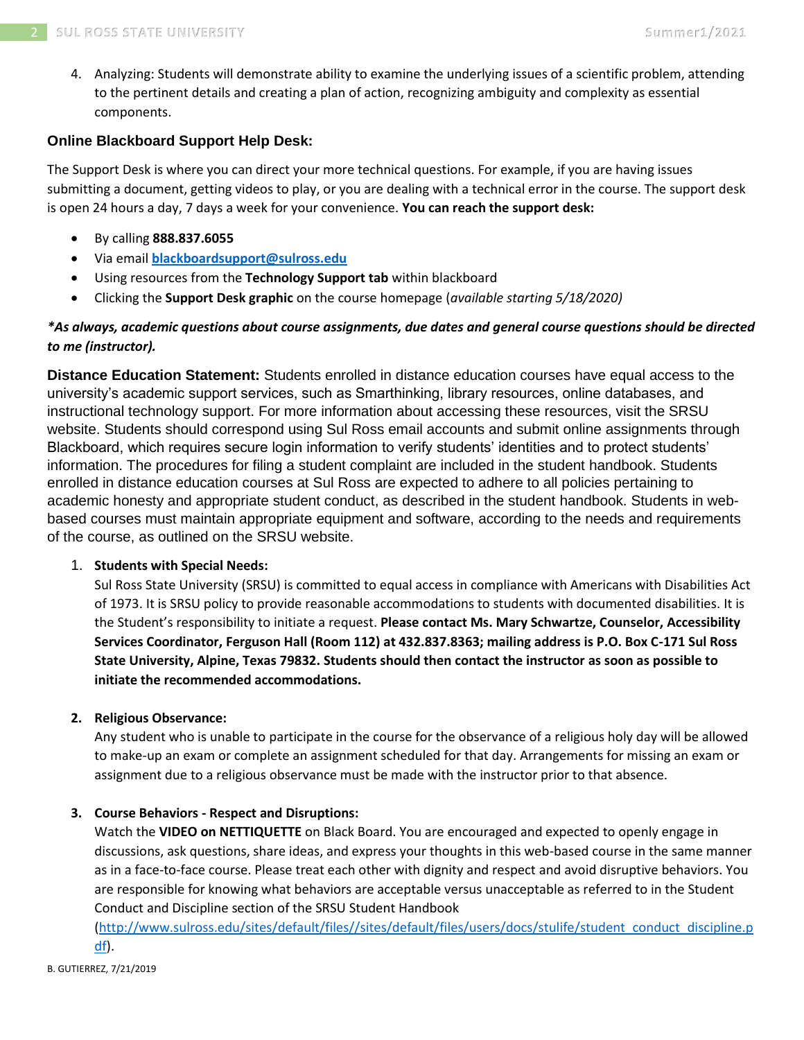4. Analyzing: Students will demonstrate ability to examine the underlying issues of a scientific problem, attending to the pertinent details and creating a plan of action, recognizing ambiguity and complexity as essential components.

### Online Blackboard Support Help Desk:

The Support Desk is where you can direct your more technical questions. For example, if you are having issues submitting a document, getting videos to play, or you are dealing with a technical error in the course. The support desk is open 24 hours a day, 7 days a week for your convenience. **You can reach the support desk:**

- By calling **888.837.6055**
- Via email **blackboardsupport@sulross.edu**
- Using resources from the **Technology Support tab** within blackboard
- Clicking the **Support Desk graphic** on the course homepage (*available starting 5/18/2020)*

***As always, academic questions about course assignments, due dates and general course questions should be directed to me (instructor).***

**Distance Education Statement:** Students enrolled in distance education courses have equal access to the university's academic support services, such as Smarthinking, library resources, online databases, and instructional technology support. For more information about accessing these resources, visit the SRSU website. Students should correspond using Sul Ross email accounts and submit online assignments through Blackboard, which requires secure login information to verify students' identities and to protect students' information. The procedures for filing a student complaint are included in the student handbook. Students enrolled in distance education courses at Sul Ross are expected to adhere to all policies pertaining to academic honesty and appropriate student conduct, as described in the student handbook. Students in web-based courses must maintain appropriate equipment and software, according to the needs and requirements of the course, as outlined on the SRSU website.

1. **Students with Special Needs:**
   Sul Ross State University (SRSU) is committed to equal access in compliance with Americans with Disabilities Act of 1973. It is SRSU policy to provide reasonable accommodations to students with documented disabilities. It is the Student's responsibility to initiate a request. **Please contact Ms. Mary Schwartze, Counselor, Accessibility Services Coordinator, Ferguson Hall (Room 112) at 432.837.8363; mailing address is P.O. Box C-171 Sul Ross State University, Alpine, Texas 79832. Students should then contact the instructor as soon as possible to initiate the recommended accommodations.**

2. **Religious Observance:**
   Any student who is unable to participate in the course for the observance of a religious holy day will be allowed to make-up an exam or complete an assignment scheduled for that day. Arrangements for missing an exam or assignment due to a religious observance must be made with the instructor prior to that absence.

3. **Course Behaviors - Respect and Disruptions:**
   Watch the **VIDEO on NETTIQUETTE** on Black Board. You are encouraged and expected to openly engage in discussions, ask questions, share ideas, and express your thoughts in this web-based course in the same manner as in a face-to-face course. Please treat each other with dignity and respect and avoid disruptive behaviors. You are responsible for knowing what behaviors are acceptable versus unacceptable as referred to in the Student Conduct and Discipline section of the SRSU Student Handbook (http://www.sulross.edu/sites/default/files//sites/default/files/users/docs/stulife/student_conduct_discipline.pdf).

B. GUTIERREZ, 7/21/2019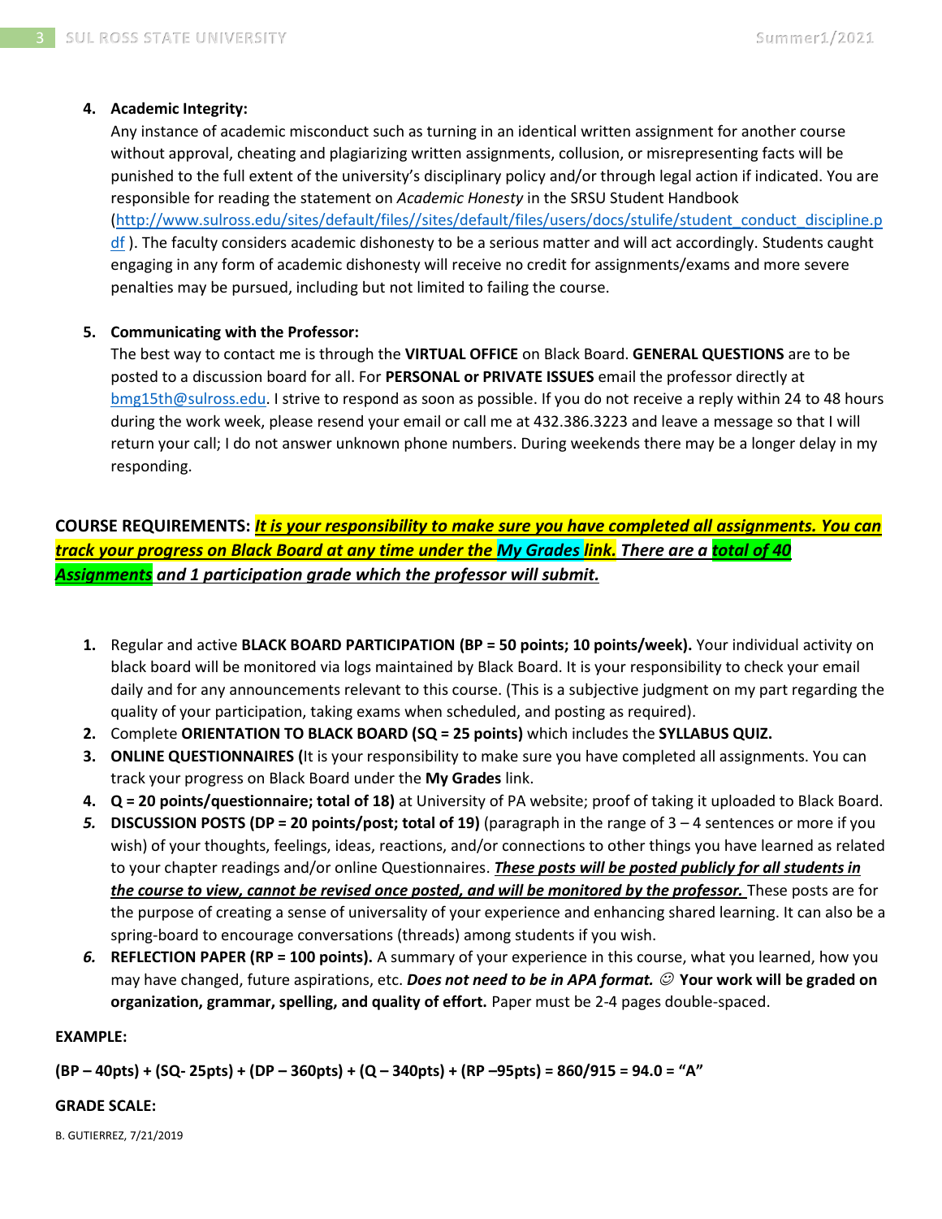4. **Academic Integrity:**
   Any instance of academic misconduct such as turning in an identical written assignment for another course without approval, cheating and plagiarizing written assignments, collusion, or misrepresenting facts will be punished to the full extent of the university's disciplinary policy and/or through legal action if indicated. You are responsible for reading the statement on *Academic Honesty* in the SRSU Student Handbook (http://www.sulross.edu/sites/default/files//sites/default/files/users/docs/stulife/student_conduct_discipline.pdf ). The faculty considers academic dishonesty to be a serious matter and will act accordingly. Students caught engaging in any form of academic dishonesty will receive no credit for assignments/exams and more severe penalties may be pursued, including but not limited to failing the course.

5. **Communicating with the Professor:**
   The best way to contact me is through the **VIRTUAL OFFICE** on Black Board. **GENERAL QUESTIONS** are to be posted to a discussion board for all. For **PERSONAL or PRIVATE ISSUES** email the professor directly at bmg15th@sulross.edu. I strive to respond as soon as possible. If you do not receive a reply within 24 to 48 hours during the work week, please resend your email or call me at 432.386.3223 and leave a message so that I will return your call; I do not answer unknown phone numbers. During weekends there may be a longer delay in my responding.

**COURSE REQUIREMENTS:** ***It is your responsibility to make sure you have completed all assignments. You can track your progress on Black Board at any time under the My Grades link. There are a total of 40 Assignments and 1 participation grade which the professor will submit.***

1. Regular and active **BLACK BOARD PARTICIPATION (BP = 50 points; 10 points/week).** Your individual activity on black board will be monitored via logs maintained by Black Board. It is your responsibility to check your email daily and for any announcements relevant to this course. (This is a subjective judgment on my part regarding the quality of your participation, taking exams when scheduled, and posting as required).
2. Complete **ORIENTATION TO BLACK BOARD (SQ = 25 points)** which includes the **SYLLABUS QUIZ.**
3. **ONLINE QUESTIONNAIRES (**It is your responsibility to make sure you have completed all assignments. You can track your progress on Black Board under the **My Grades** link.
4. **Q = 20 points/questionnaire; total of 18)** at University of PA website; proof of taking it uploaded to Black Board.
5. **DISCUSSION POSTS (DP = 20 points/post; total of 19)** (paragraph in the range of 3 – 4 sentences or more if you wish) of your thoughts, feelings, ideas, reactions, and/or connections to other things you have learned as related to your chapter readings and/or online Questionnaires. ***These posts will be posted publicly for all students in the course to view, cannot be revised once posted, and will be monitored by the professor.*** These posts are for the purpose of creating a sense of universality of your experience and enhancing shared learning. It can also be a spring-board to encourage conversations (threads) among students if you wish.
6. **REFLECTION PAPER (RP = 100 points).** A summary of your experience in this course, what you learned, how you may have changed, future aspirations, etc. ***Does not need to be in APA format.*** ☺ **Your work will be graded on organization, grammar, spelling, and quality of effort.** Paper must be 2-4 pages double-spaced.

**EXAMPLE:**

**(BP – 40pts) + (SQ- 25pts) + (DP – 360pts) + (Q – 340pts) + (RP –95pts) = 860/915 = 94.0 = "A"**

**GRADE SCALE:**

B. GUTIERREZ, 7/21/2019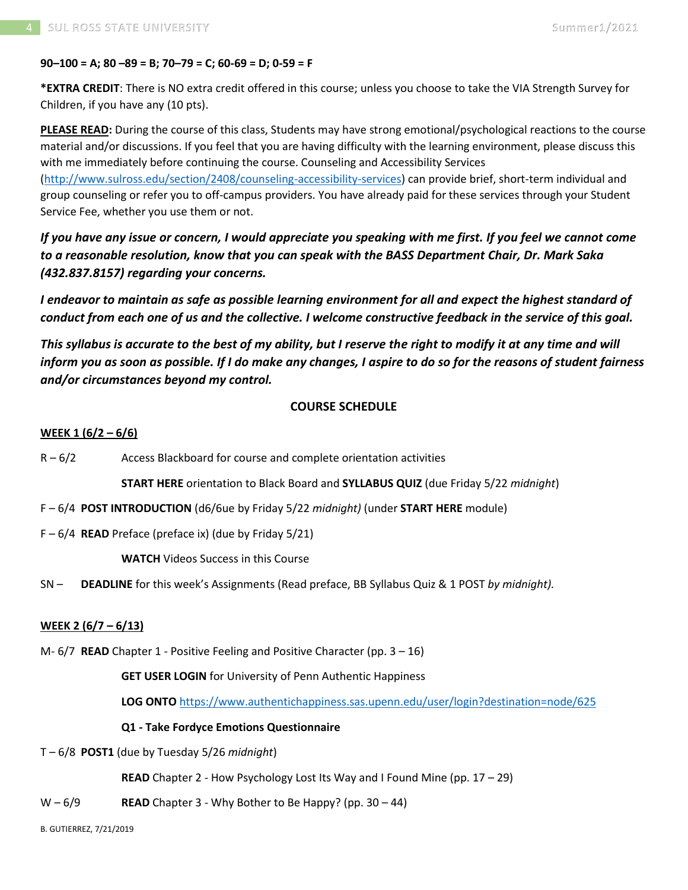**90–100 = A; 80 –89 = B; 70–79 = C; 60-69 = D; 0-59 = F**

***EXTRA CREDIT**: There is NO extra credit offered in this course; unless you choose to take the VIA Strength Survey for Children, if you have any (10 pts).

**PLEASE READ:** During the course of this class, Students may have strong emotional/psychological reactions to the course material and/or discussions. If you feel that you are having difficulty with the learning environment, please discuss this with me immediately before continuing the course. Counseling and Accessibility Services (http://www.sulross.edu/section/2408/counseling-accessibility-services) can provide brief, short-term individual and group counseling or refer you to off-campus providers. You have already paid for these services through your Student Service Fee, whether you use them or not.

***If you have any issue or concern, I would appreciate you speaking with me first. If you feel we cannot come to a reasonable resolution, know that you can speak with the BASS Department Chair, Dr. Mark Saka (432.837.8157) regarding your concerns.***

***I endeavor to maintain as safe as possible learning environment for all and expect the highest standard of conduct from each one of us and the collective. I welcome constructive feedback in the service of this goal.***

***This syllabus is accurate to the best of my ability, but I reserve the right to modify it at any time and will inform you as soon as possible. If I do make any changes, I aspire to do so for the reasons of student fairness and/or circumstances beyond my control.***

## COURSE SCHEDULE

**WEEK 1 (6/2 – 6/6)**

R – 6/2 Access Blackboard for course and complete orientation activities

**START HERE** orientation to Black Board and **SYLLABUS QUIZ** (due Friday 5/22 *midnight*)

F – 6/4 **POST INTRODUCTION** (d6/6ue by Friday 5/22 *midnight)* (under **START HERE** module)

F – 6/4 **READ** Preface (preface ix) (due by Friday 5/21)

**WATCH** Videos Success in this Course

SN – **DEADLINE** for this week's Assignments (Read preface, BB Syllabus Quiz & 1 POST *by midnight).*

**WEEK 2 (6/7 – 6/13)**

M- 6/7 **READ** Chapter 1 - Positive Feeling and Positive Character (pp. 3 – 16)

**GET USER LOGIN** for University of Penn Authentic Happiness

**LOG ONTO** https://www.authentichappiness.sas.upenn.edu/user/login?destination=node/625

**Q1 - Take Fordyce Emotions Questionnaire**

T – 6/8 **POST1** (due by Tuesday 5/26 *midnight*)

**READ** Chapter 2 - How Psychology Lost Its Way and I Found Mine (pp. 17 – 29)

W – 6/9 **READ** Chapter 3 - Why Bother to Be Happy? (pp. 30 – 44)

B. GUTIERREZ, 7/21/2019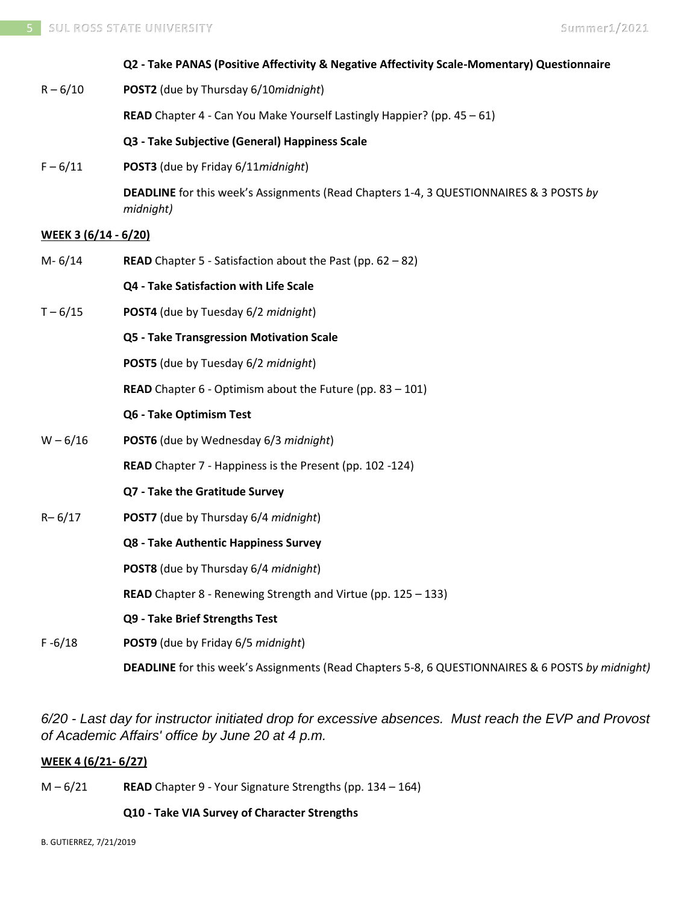**Q2 - Take PANAS (Positive Affectivity & Negative Affectivity Scale-Momentary) Questionnaire**

R – 6/10 **POST2** (due by Thursday 6/10*midnight*)

**READ** Chapter 4 - Can You Make Yourself Lastingly Happier? (pp. 45 – 61)

**Q3 - Take Subjective (General) Happiness Scale**

F – 6/11 **POST3** (due by Friday 6/11*midnight*)

**DEADLINE** for this week's Assignments (Read Chapters 1-4, 3 QUESTIONNAIRES & 3 POSTS *by midnight)*

**WEEK 3 (6/14 - 6/20)**

M- 6/14 **READ** Chapter 5 - Satisfaction about the Past (pp. 62 – 82)

**Q4 - Take Satisfaction with Life Scale**

T – 6/15 **POST4** (due by Tuesday 6/2 *midnight*)

**Q5 - Take Transgression Motivation Scale**

**POST5** (due by Tuesday 6/2 *midnight*)

**READ** Chapter 6 - Optimism about the Future (pp. 83 – 101)

**Q6 - Take Optimism Test**

W – 6/16 **POST6** (due by Wednesday 6/3 *midnight*)

**READ** Chapter 7 - Happiness is the Present (pp. 102 -124)

**Q7 - Take the Gratitude Survey**

R– 6/17 **POST7** (due by Thursday 6/4 *midnight*)

**Q8 - Take Authentic Happiness Survey**

**POST8** (due by Thursday 6/4 *midnight*)

**READ** Chapter 8 - Renewing Strength and Virtue (pp. 125 – 133)

**Q9 - Take Brief Strengths Test**

F -6/18 **POST9** (due by Friday 6/5 *midnight*)

**DEADLINE** for this week's Assignments (Read Chapters 5-8, 6 QUESTIONNAIRES & 6 POSTS *by midnight)*

*6/20 - Last day for instructor initiated drop for excessive absences. Must reach the EVP and Provost of Academic Affairs' office by June 20 at 4 p.m.*

**WEEK 4 (6/21- 6/27)**

M – 6/21 **READ** Chapter 9 - Your Signature Strengths (pp. 134 – 164)

**Q10 - Take VIA Survey of Character Strengths**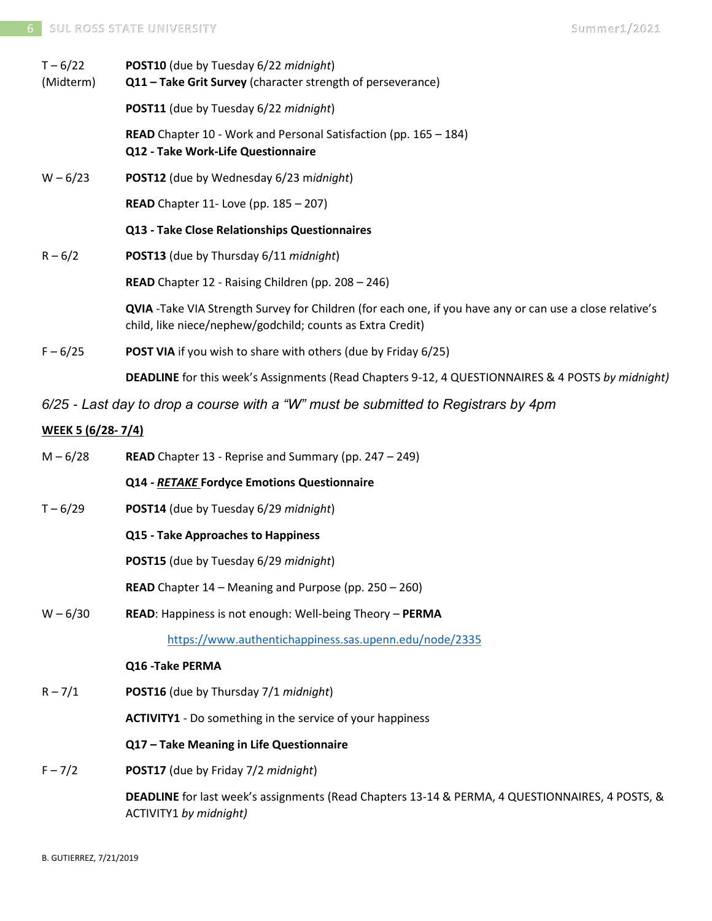| | |
|---|---|
| T – 6/22 (Midterm) | **POST10** (due by Tuesday 6/22 *midnight*) |
| | **Q11 – Take Grit Survey** (character strength of perseverance) |
| | **POST11** (due by Tuesday 6/22 *midnight*) |
| | **READ** Chapter 10 - Work and Personal Satisfaction (pp. 165 – 184) |
| | **Q12 - Take Work-Life Questionnaire** |
| W – 6/23 | **POST12** (due by Wednesday 6/23 m*idnight*) |
| | **READ** Chapter 11- Love (pp. 185 – 207) |
| | **Q13 - Take Close Relationships Questionnaires** |
| R – 6/2 | **POST13** (due by Thursday 6/11 *midnight*) |
| | **READ** Chapter 12 - Raising Children (pp. 208 – 246) |
| | **QVIA** -Take VIA Strength Survey for Children (for each one, if you have any or can use a close relative's child, like niece/nephew/godchild; counts as Extra Credit) |
| F – 6/25 | **POST VIA** if you wish to share with others (due by Friday 6/25) |
| | **DEADLINE** for this week's Assignments (Read Chapters 9-12, 4 QUESTIONNAIRES & 4 POSTS *by midnight)* |

*6/25 - Last day to drop a course with a "W" must be submitted to Registrars by 4pm*

**WEEK 5 (6/28- 7/4)**

| | |
|---|---|
| M – 6/28 | **READ** Chapter 13 - Reprise and Summary (pp. 247 – 249) |
| | **Q14 - *RETAKE* Fordyce Emotions Questionnaire** |
| T – 6/29 | **POST14** (due by Tuesday 6/29 *midnight*) |
| | **Q15 - Take Approaches to Happiness** |
| | **POST15** (due by Tuesday 6/29 *midnight*) |
| | **READ** Chapter 14 – Meaning and Purpose (pp. 250 – 260) |
| W – 6/30 | **READ**: Happiness is not enough: Well-being Theory – **PERMA** |
| | https://www.authentichappiness.sas.upenn.edu/node/2335 |
| | **Q16 -Take PERMA** |
| R – 7/1 | **POST16** (due by Thursday 7/1 *midnight*) |
| | **ACTIVITY1** - Do something in the service of your happiness |
| | **Q17 – Take Meaning in Life Questionnaire** |
| F – 7/2 | **POST17** (due by Friday 7/2 *midnight*) |
| | **DEADLINE** for last week's assignments (Read Chapters 13-14 & PERMA, 4 QUESTIONNAIRES, 4 POSTS, & ACTIVITY1 *by midnight)* |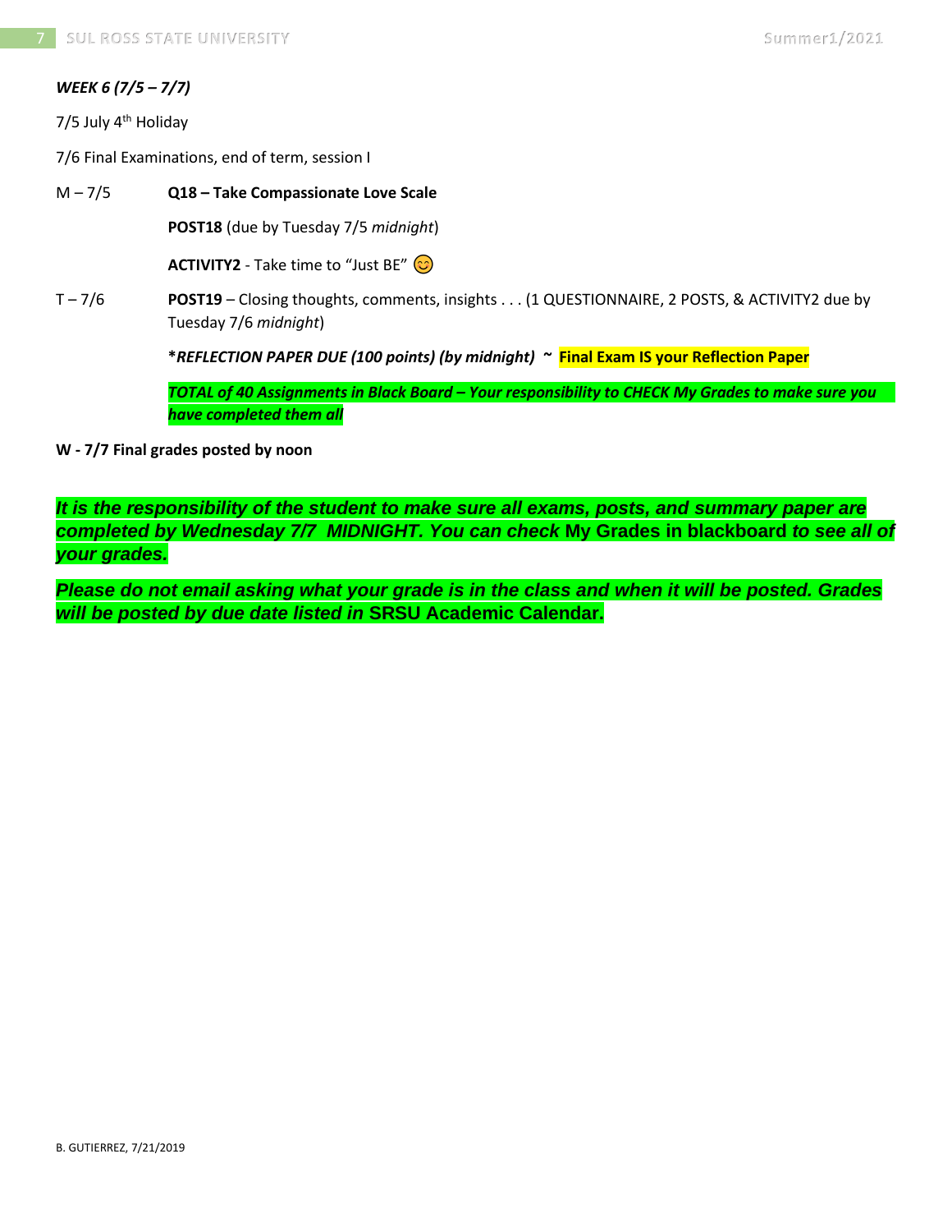*WEEK 6 (7/5 – 7/7)*

7/5 July 4th Holiday

7/6 Final Examinations, end of term, session I

M – 7/5 **Q18 – Take Compassionate Love Scale**

**POST18** (due by Tuesday 7/5 *midnight*)

**ACTIVITY2** - Take time to "Just BE" 😊

T – 7/6 **POST19** – Closing thoughts, comments, insights . . . (1 QUESTIONNAIRE, 2 POSTS, & ACTIVITY2 due by Tuesday 7/6 *midnight*)

**\*_REFLECTION PAPER DUE (100 points) (by midnight)_ ~ Final Exam IS your Reflection Paper**

***TOTAL of 40 Assignments in Black Board – Your responsibility to CHECK My Grades to make sure you have completed them all***

**W - 7/7 Final grades posted by noon**

***It is the responsibility of the student to make sure all exams, posts, and summary paper are completed by Wednesday 7/7 MIDNIGHT. You can check*** **My Grades in blackboard** ***to see all of your grades.***

***Please do not email asking what your grade is in the class and when it will be posted. Grades will be posted by due date listed in*** **SRSU Academic Calendar.**

B. GUTIERREZ, 7/21/2019